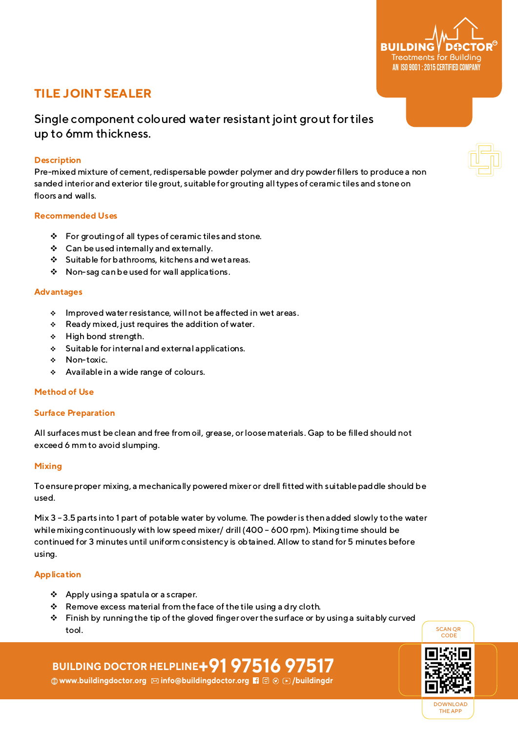# TILE JOINT SEALER

Single component coloured water resistant joint grout for tiles up to 6mm thickness.

## Description

Pre-mixed mixture of cement, redispersable powder polymer and dry powder fillers to produce a non sanded interior and exterior tile grout, suitable for grouting all types of ceramic tiles and stone on floors and walls.

## Recommended Uses

- For grouting of all types of ceramic tiles and stone.
- Can be used internally and externally.
- Suitable for bathrooms, kitchens and wet areas.
- Non-sag can be used for wall applications.

## Advantages

- Improved water resistance, will not be affected in wet areas.
- Ready mixed, just requires the addition of water.
- High bond strength.
- Suitable for internal and external applications.
- Non-toxic.
- Available in a wide range of colours.

## Method of Use

### Surface Preparation

All surfaces must be clean and free from oil, grease, or loose materials. Gap to be filled should not exceed 6 mm to avoid slumping.

### Mixing

To ensure proper mixing, a mechanically powered mixer or drell fitted with suitable paddle should be used.

Mix 3 - 3.5 parts into 1 part of potable water by volume. The powder is then added slowly to the water while mixing continuously with low speed mixer/ drill (400 - 600 rpm). Mixing time should be continued for 3 minutes until uniform consistency is obtained. Allow to stand for 5 minutes before using.

### Application

- Apply using a spatula or a scraper.
- Remove excess material from the face of the tile using a dry cloth.
- Finish by running the tip of the gloved finger over the surface or by using a suitably curved tool.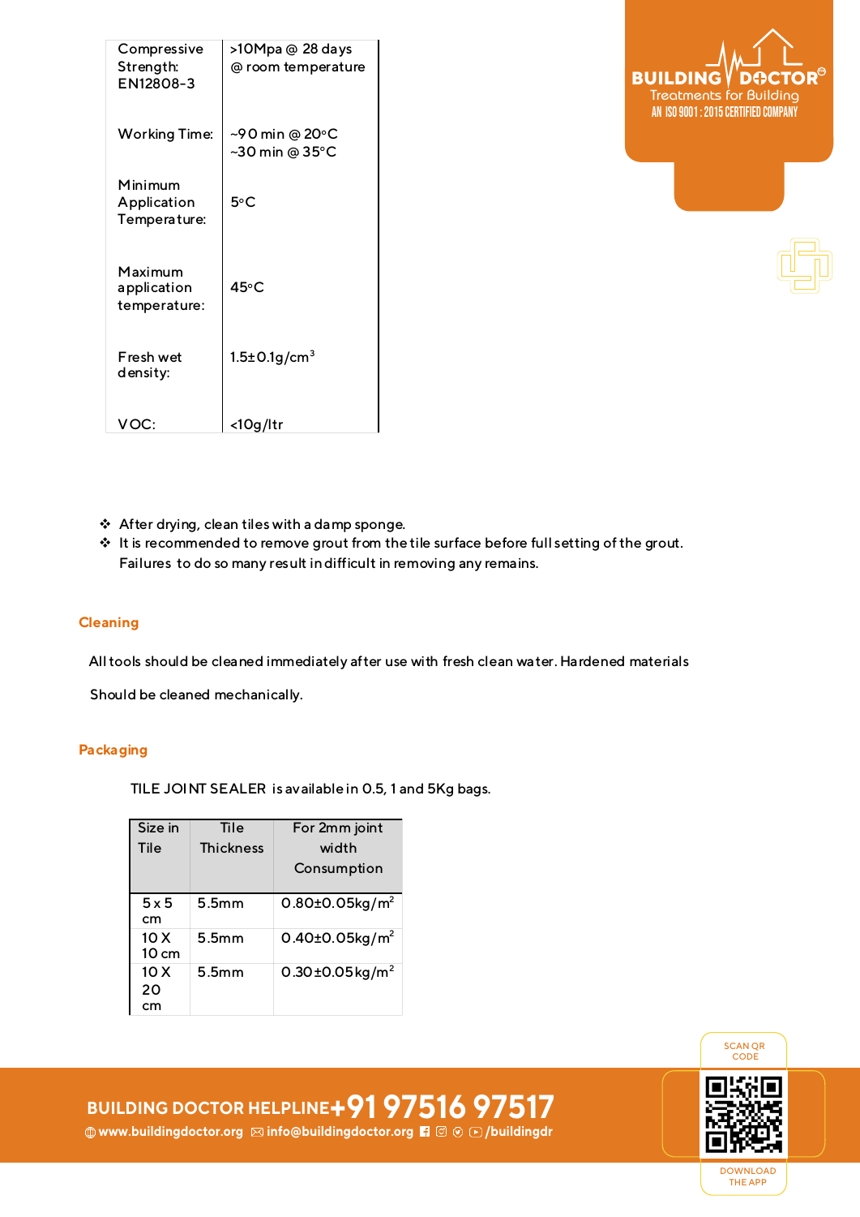| Compressive Strength: EN12808-3 | >10Mpa @ 28 days @ room temperature |
|---|---|
| Working Time: | ~90 min @ 20°C<br>~30 min @ 35°C |
| Minimum Application Temperature: | 5°C |
| Maximum application temperature: | 45°C |
| Fresh wet density: | 1.5±0.1g/cm$^3$ |
| VOC: | <10g/ltr |

- After drying, clean tiles with a damp sponge.
- It is recommended to remove grout from the tile surface before full setting of the grout. Failures to do so many result in difficult in removing any remains.

## Cleaning

All tools should be cleaned immediately after use with fresh clean water. Hardened materials

Should be cleaned mechanically.

## Packaging

TILE JOINT SEALER is available in 0.5, 1 and 5Kg bags.

| Size in Tile | Tile Thickness | For 2mm joint width Consumption |
|---|---|---|
| 5 x 5 cm | 5.5mm | 0.80±0.05kg/m$^2$ |
| 10 X 10 cm | 5.5mm | 0.40±0.05kg/m$^2$ |
| 10 X 20 cm | 5.5mm | 0.30±0.05kg/m$^2$ |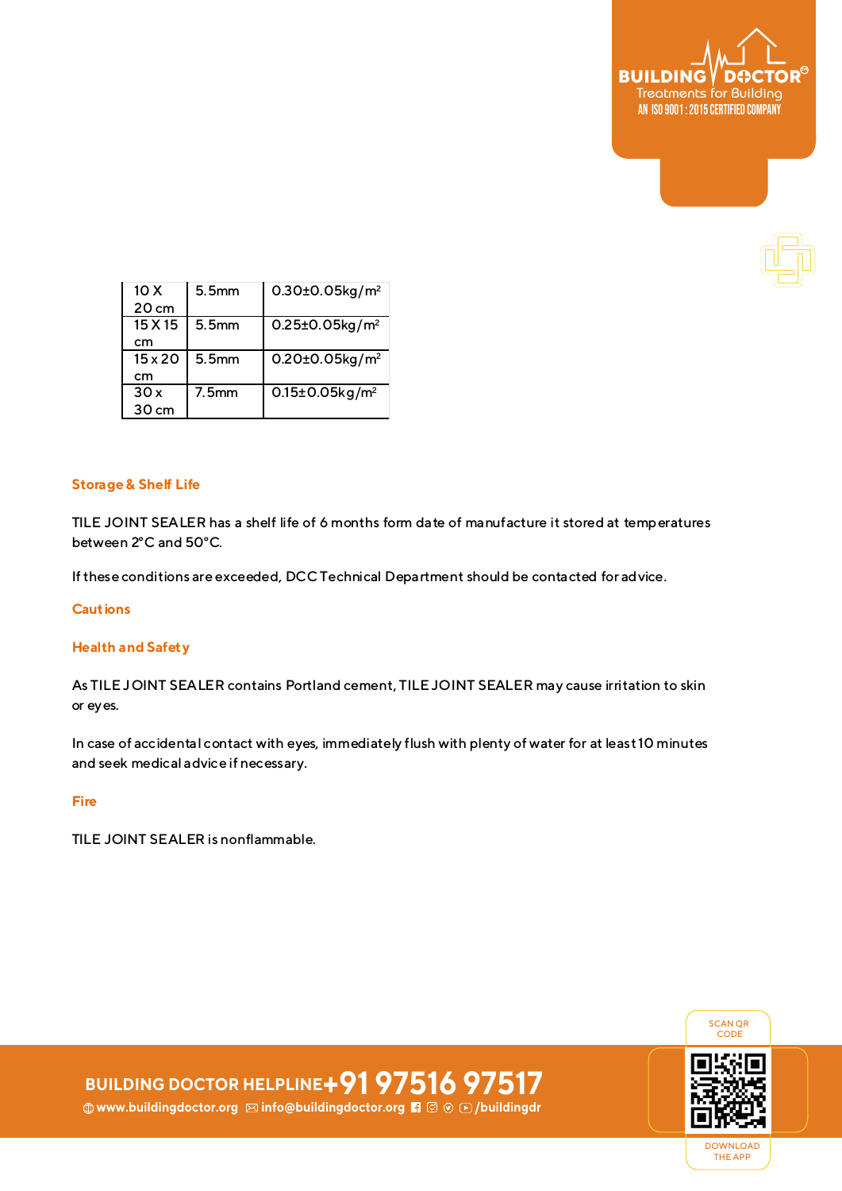| | | |
|---|---|---|
| 10 X 20 cm | 5.5mm | 0.30±0.05kg/m² |
| 15 X 15 cm | 5.5mm | 0.25±0.05kg/m² |
| 15 x 20 cm | 5.5mm | 0.20±0.05kg/m² |
| 30 x 30 cm | 7.5mm | 0.15±0.05kg/m² |

### Storage & Shelf Life

TILE JOINT SEALER has a shelf life of 6 months form date of manufacture it stored at temperatures between 2°C and 50°C.

If these conditions are exceeded, DCC Technical Department should be contacted for advice.

### Cautions

### Health and Safety

As TILE JOINT SEALER contains Portland cement, TILE JOINT SEALER may cause irritation to skin or eyes.

In case of accidental contact with eyes, immediately flush with plenty of water for at least 10 minutes and seek medical advice if necessary.

### Fire

TILE JOINT SEALER is nonflammable.